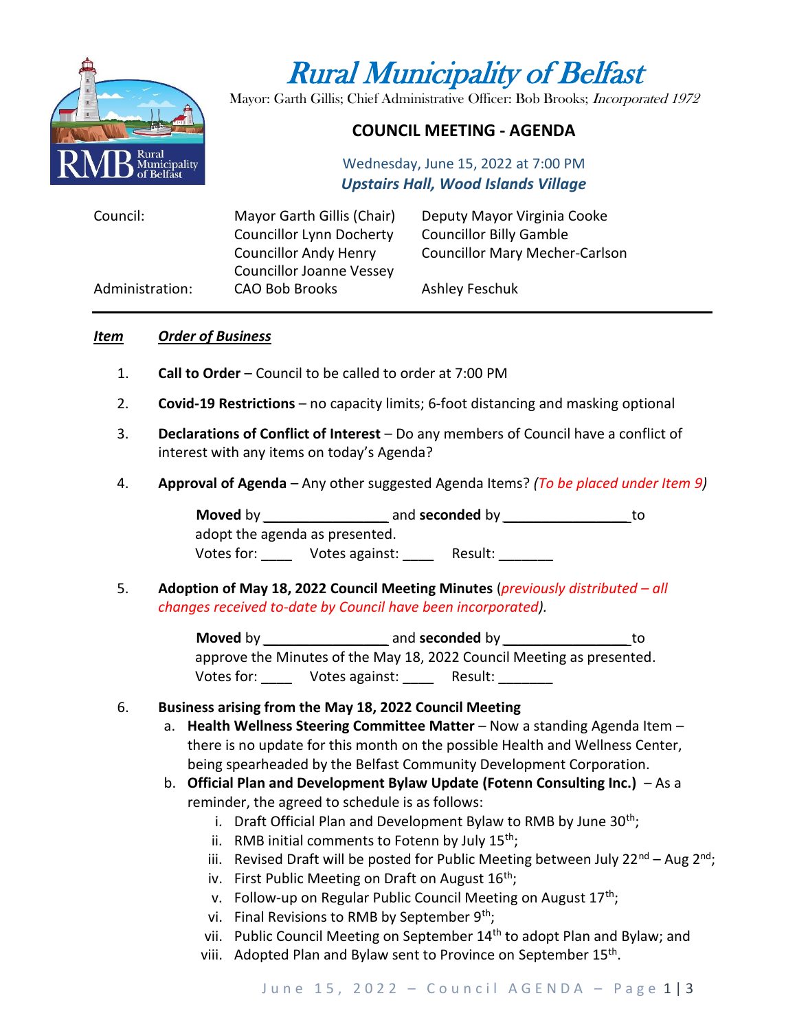# Rural Municipality of Belfast

Mayor: Garth Gillis; Chief Administrative Officer: Bob Brooks; *Incorporated 1972*

## COUNCIL MEETING - AGENDA

Wednesday, June 15, 2022 at 7:00 PM
***Upstairs Hall, Wood Islands Village***

| | | |
|---|---|---|
| Council: | Mayor Garth Gillis (Chair) | Deputy Mayor Virginia Cooke |
| | Councillor Lynn Docherty | Councillor Billy Gamble |
| | Councillor Andy Henry | Councillor Mary Mecher-Carlson |
| | Councillor Joanne Vessey | |
| Administration: | CAO Bob Brooks | Ashley Feschuk |

---

***Item*** ***Order of Business***

1. **Call to Order** – Council to be called to order at 7:00 PM

2. **Covid-19 Restrictions** – no capacity limits; 6-foot distancing and masking optional

3. **Declarations of Conflict of Interest** – Do any members of Council have a conflict of interest with any items on today's Agenda?

4. **Approval of Agenda** – Any other suggested Agenda Items? *(To be placed under Item 9)*

   **Moved** by ________________ and **seconded** by ________________ to adopt the agenda as presented.
   Votes for: ____ Votes against: ____ Result: _______

5. **Adoption of May 18, 2022 Council Meeting Minutes** (*previously distributed – all changes received to-date by Council have been incorporated*).

   **Moved** by ________________ and **seconded** by ________________ to approve the Minutes of the May 18, 2022 Council Meeting as presented.
   Votes for: ____ Votes against: ____ Result: _______

6. **Business arising from the May 18, 2022 Council Meeting**
   a. **Health Wellness Steering Committee Matter** – Now a standing Agenda Item – there is no update for this month on the possible Health and Wellness Center, being spearheaded by the Belfast Community Development Corporation.
   b. **Official Plan and Development Bylaw Update (Fotenn Consulting Inc.)** – As a reminder, the agreed to schedule is as follows:
      i. Draft Official Plan and Development Bylaw to RMB by June 30th;
      ii. RMB initial comments to Fotenn by July 15th;
      iii. Revised Draft will be posted for Public Meeting between July 22nd – Aug 2nd;
      iv. First Public Meeting on Draft on August 16th;
      v. Follow-up on Regular Public Council Meeting on August 17th;
      vi. Final Revisions to RMB by September 9th;
      vii. Public Council Meeting on September 14th to adopt Plan and Bylaw; and
      viii. Adopted Plan and Bylaw sent to Province on September 15th.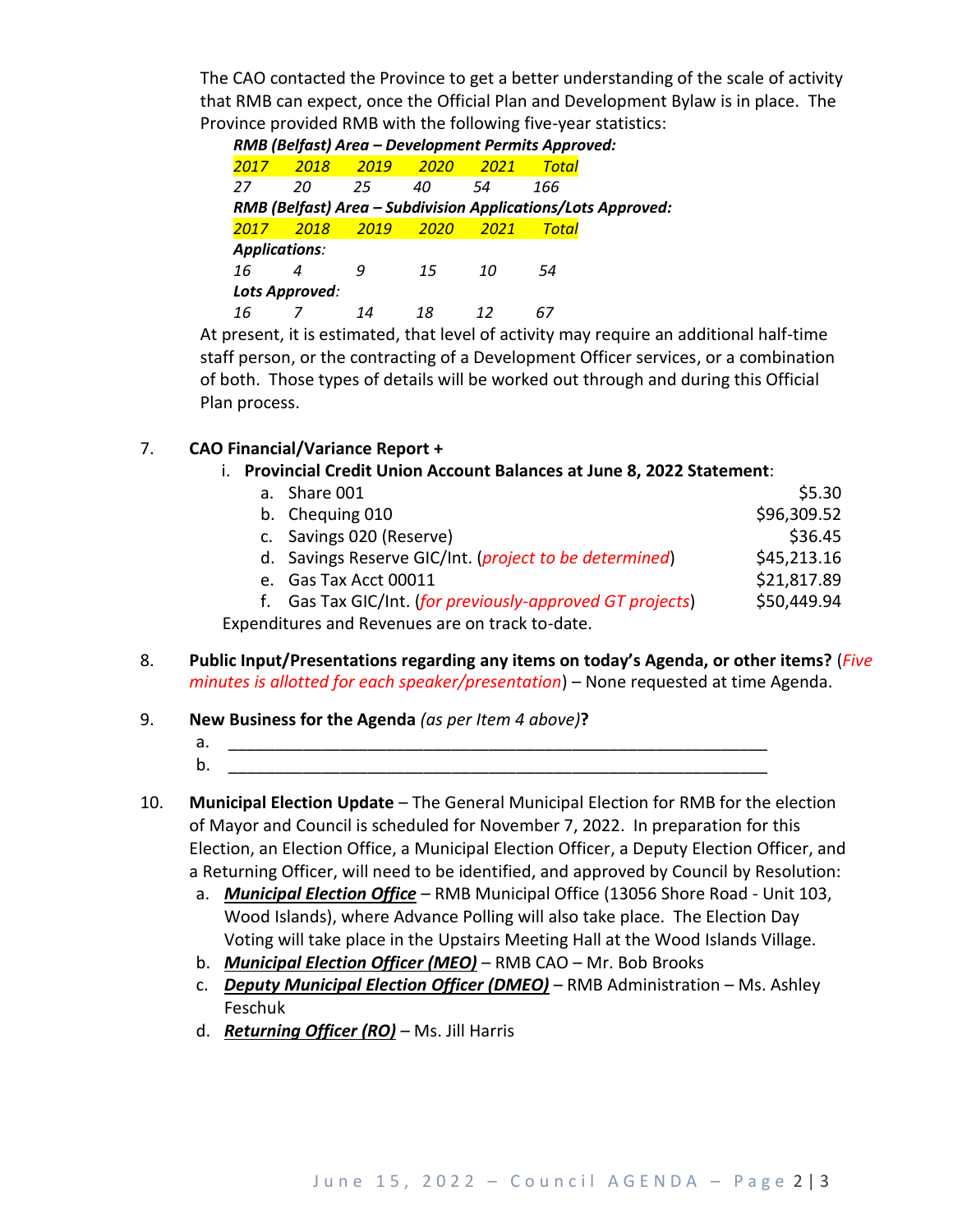The CAO contacted the Province to get a better understanding of the scale of activity that RMB can expect, once the Official Plan and Development Bylaw is in place. The Province provided RMB with the following five-year statistics:

***RMB (Belfast) Area – Development Permits Approved:***

| *2017* | *2018* | *2019* | *2020* | *2021* | *Total* |
|---|---|---|---|---|---|
| *27* | *20* | *25* | *40* | *54* | *166* |

***RMB (Belfast) Area – Subdivision Applications/Lots Approved:***

| | *2017* | *2018* | *2019* | *2020* | *2021* | *Total* |
|---|---|---|---|---|---|---|
| ***Applications:*** | *16* | *4* | *9* | *15* | *10* | *54* |
| ***Lots Approved:*** | *16* | *7* | *14* | *18* | *12* | *67* |

At present, it is estimated, that level of activity may require an additional half-time staff person, or the contracting of a Development Officer services, or a combination of both. Those types of details will be worked out through and during this Official Plan process.

7. **CAO Financial/Variance Report +**

   i. **Provincial Credit Union Account Balances at June 8, 2022 Statement**:

   | | |
   |---|---|
   | a. Share 001 | $5.30 |
   | b. Chequing 010 | $96,309.52 |
   | c. Savings 020 (Reserve) | $36.45 |
   | d. Savings Reserve GIC/Int. (*project to be determined*) | $45,213.16 |
   | e. Gas Tax Acct 00011 | $21,817.89 |
   | f. Gas Tax GIC/Int. (*for previously-approved GT projects*) | $50,449.94 |

   Expenditures and Revenues are on track to-date.

8. **Public Input/Presentations regarding any items on today's Agenda, or other items?** (*Five minutes is allotted for each speaker/presentation*) – None requested at time Agenda.

9. **New Business for the Agenda** *(as per Item 4 above)***?**
   a. ____________________________________________________________
   b. ____________________________________________________________

10. **Municipal Election Update** – The General Municipal Election for RMB for the election of Mayor and Council is scheduled for November 7, 2022. In preparation for this Election, an Election Office, a Municipal Election Officer, a Deputy Election Officer, and a Returning Officer, will need to be identified, and approved by Council by Resolution:
    a. ***Municipal Election Office*** – RMB Municipal Office (13056 Shore Road - Unit 103, Wood Islands), where Advance Polling will also take place. The Election Day Voting will take place in the Upstairs Meeting Hall at the Wood Islands Village.
    b. ***Municipal Election Officer (MEO)*** – RMB CAO – Mr. Bob Brooks
    c. ***Deputy Municipal Election Officer (DMEO)*** – RMB Administration – Ms. Ashley Feschuk
    d. ***Returning Officer (RO)*** – Ms. Jill Harris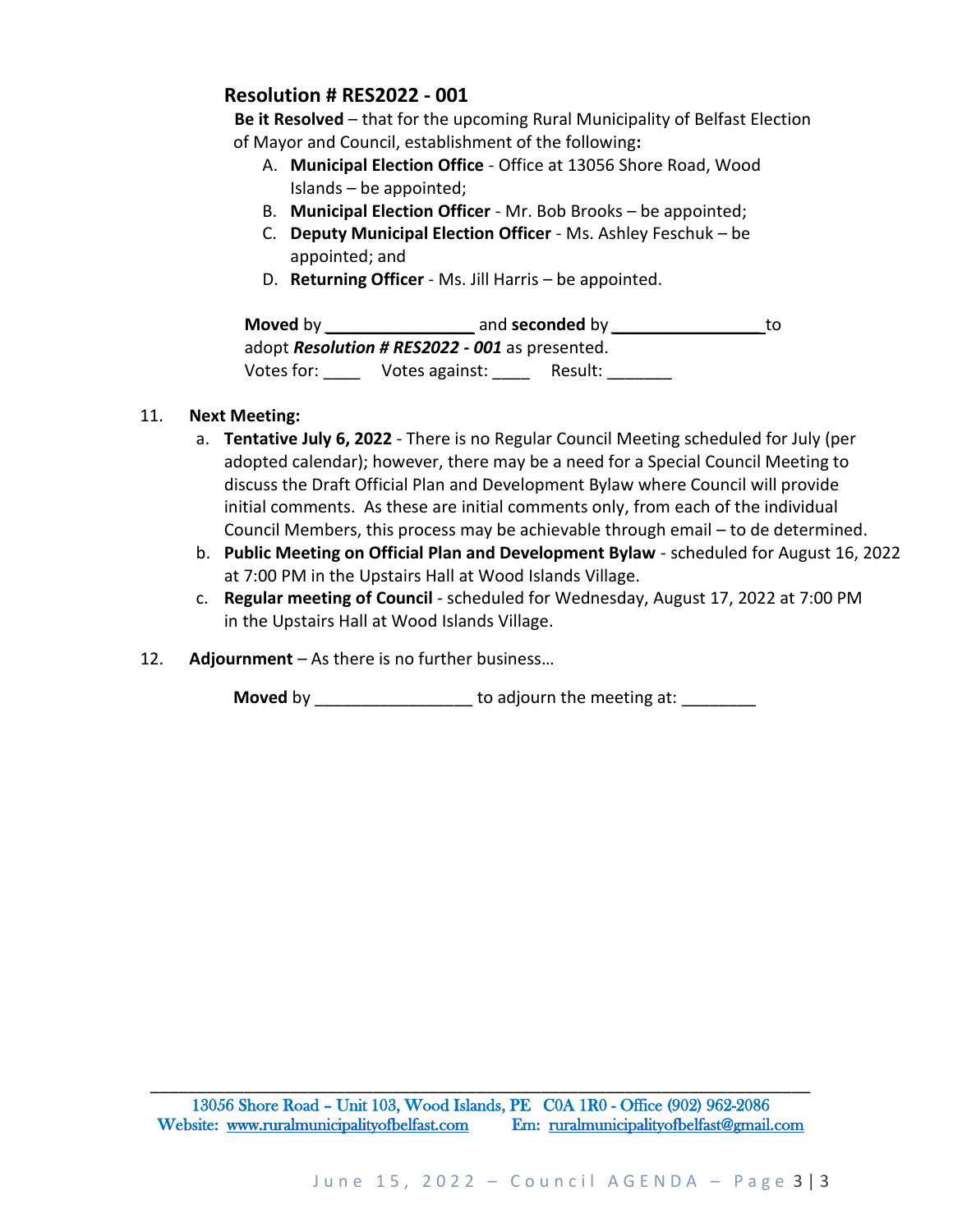### Resolution # RES2022 - 001

**Be it Resolved** – that for the upcoming Rural Municipality of Belfast Election of Mayor and Council, establishment of the following**:**

A. **Municipal Election Office** - Office at 13056 Shore Road, Wood Islands – be appointed;
B. **Municipal Election Officer** - Mr. Bob Brooks – be appointed;
C. **Deputy Municipal Election Officer** - Ms. Ashley Feschuk – be appointed; and
D. **Returning Officer** - Ms. Jill Harris – be appointed.

**Moved** by ________________ and **seconded** by ________________ to adopt ***Resolution # RES2022 - 001*** as presented.
Votes for: ____ Votes against: ____ Result: _______

11. **Next Meeting:**
    a. **Tentative July 6, 2022** - There is no Regular Council Meeting scheduled for July (per adopted calendar); however, there may be a need for a Special Council Meeting to discuss the Draft Official Plan and Development Bylaw where Council will provide initial comments. As these are initial comments only, from each of the individual Council Members, this process may be achievable through email – to de determined.
    b. **Public Meeting on Official Plan and Development Bylaw** - scheduled for August 16, 2022 at 7:00 PM in the Upstairs Hall at Wood Islands Village.
    c. **Regular meeting of Council** - scheduled for Wednesday, August 17, 2022 at 7:00 PM in the Upstairs Hall at Wood Islands Village.

12. **Adjournment** – As there is no further business…

    **Moved** by ________________ to adjourn the meeting at: ________

13056 Shore Road – Unit 103, Wood Islands, PE C0A 1R0 - Office (902) 962-2086
Website: www.ruralmunicipalityofbelfast.com Em: ruralmunicipalityofbelfast@gmail.com